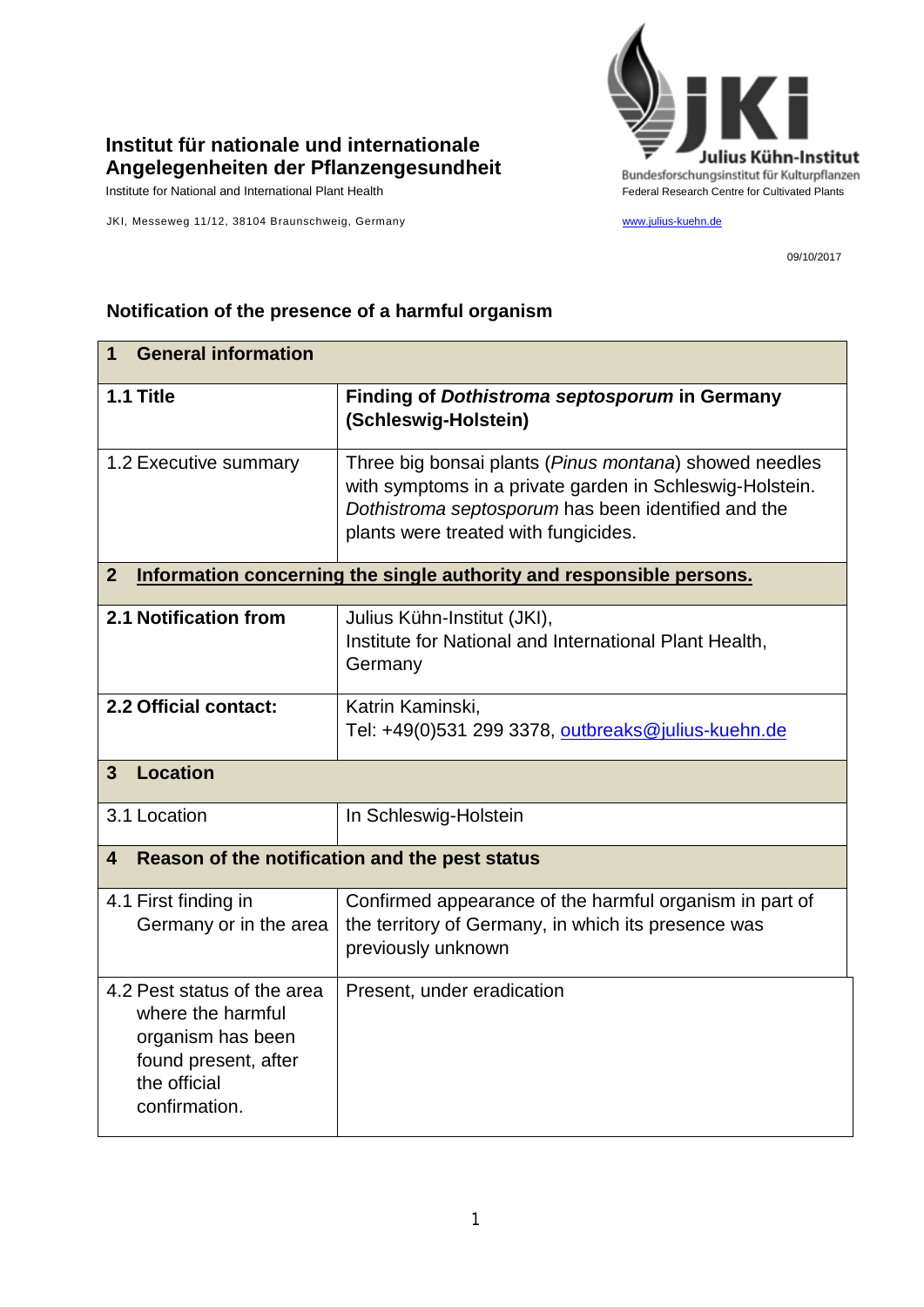**Institut für nationale und internationale Angelegenheiten der Pflanzengesundheit**

Institute for National and International Plant Health

JKI, Messeweg 11/12, 38104 Braunschweig, Germany

Julius Kühn-Institut
Bundesforschungsinstitut für Kulturpflanzen
Federal Research Centre for Cultivated Plants

www.julius-kuehn.de

09/10/2017

## Notification of the presence of a harmful organism

| **1 General information** | |
|---|---|
| **1.1 Title** | **Finding of *Dothistroma septosporum* in Germany (Schleswig-Holstein)** |
| 1.2 Executive summary | Three big bonsai plants (*Pinus montana*) showed needles with symptoms in a private garden in Schleswig-Holstein. *Dothistroma septosporum* has been identified and the plants were treated with fungicides. |
| **2 Information concerning the single authority and responsible persons.** | |
| **2.1 Notification from** | Julius Kühn-Institut (JKI), Institute for National and International Plant Health, Germany |
| **2.2 Official contact:** | Katrin Kaminski, Tel: +49(0)531 299 3378, outbreaks@julius-kuehn.de |
| **3 Location** | |
| 3.1 Location | In Schleswig-Holstein |
| **4 Reason of the notification and the pest status** | |
| 4.1 First finding in Germany or in the area | Confirmed appearance of the harmful organism in part of the territory of Germany, in which its presence was previously unknown |
| 4.2 Pest status of the area where the harmful organism has been found present, after the official confirmation. | Present, under eradication |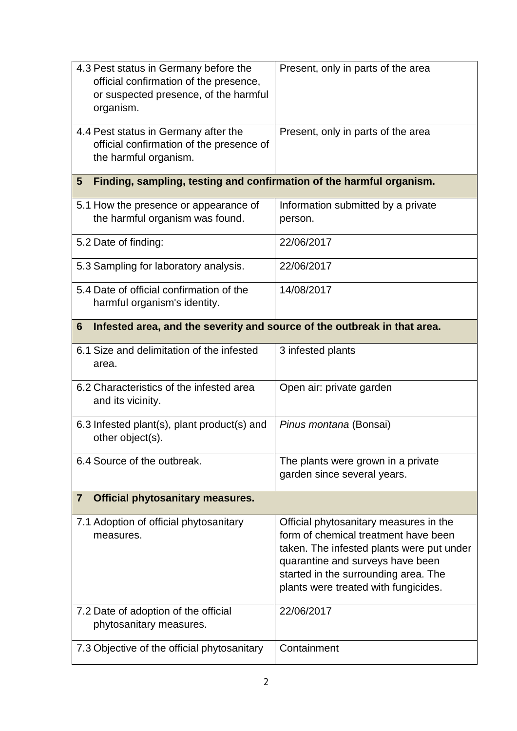| | |
|---|---|
| 4.3 Pest status in Germany before the official confirmation of the presence, or suspected presence, of the harmful organism. | Present, only in parts of the area |
| 4.4 Pest status in Germany after the official confirmation of the presence of the harmful organism. | Present, only in parts of the area |
| **5 Finding, sampling, testing and confirmation of the harmful organism.** | |
| 5.1 How the presence or appearance of the harmful organism was found. | Information submitted by a private person. |
| 5.2 Date of finding: | 22/06/2017 |
| 5.3 Sampling for laboratory analysis. | 22/06/2017 |
| 5.4 Date of official confirmation of the harmful organism's identity. | 14/08/2017 |
| **6 Infested area, and the severity and source of the outbreak in that area.** | |
| 6.1 Size and delimitation of the infested area. | 3 infested plants |
| 6.2 Characteristics of the infested area and its vicinity. | Open air: private garden |
| 6.3 Infested plant(s), plant product(s) and other object(s). | *Pinus montana* (Bonsai) |
| 6.4 Source of the outbreak. | The plants were grown in a private garden since several years. |
| **7 Official phytosanitary measures.** | |
| 7.1 Adoption of official phytosanitary measures. | Official phytosanitary measures in the form of chemical treatment have been taken. The infested plants were put under quarantine and surveys have been started in the surrounding area. The plants were treated with fungicides. |
| 7.2 Date of adoption of the official phytosanitary measures. | 22/06/2017 |
| 7.3 Objective of the official phytosanitary | Containment |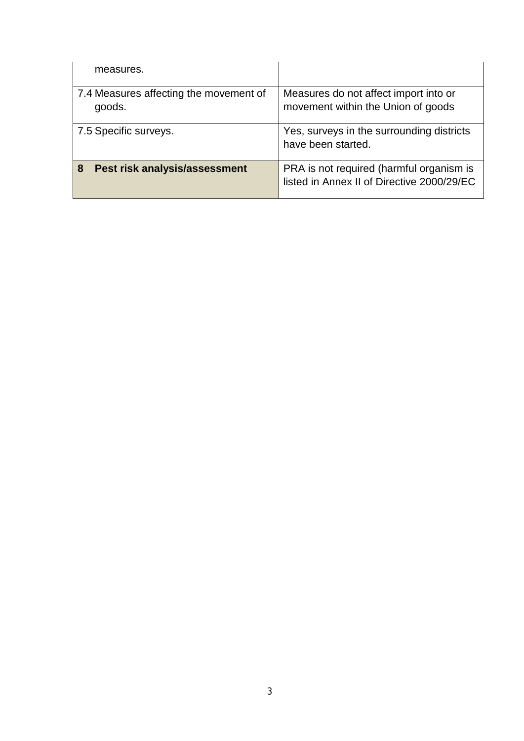| | |
|---|---|
| measures. | |
| 7.4 Measures affecting the movement of goods. | Measures do not affect import into or movement within the Union of goods |
| 7.5 Specific surveys. | Yes, surveys in the surrounding districts have been started. |
| **8 Pest risk analysis/assessment** | PRA is not required (harmful organism is listed in Annex II of Directive 2000/29/EC |